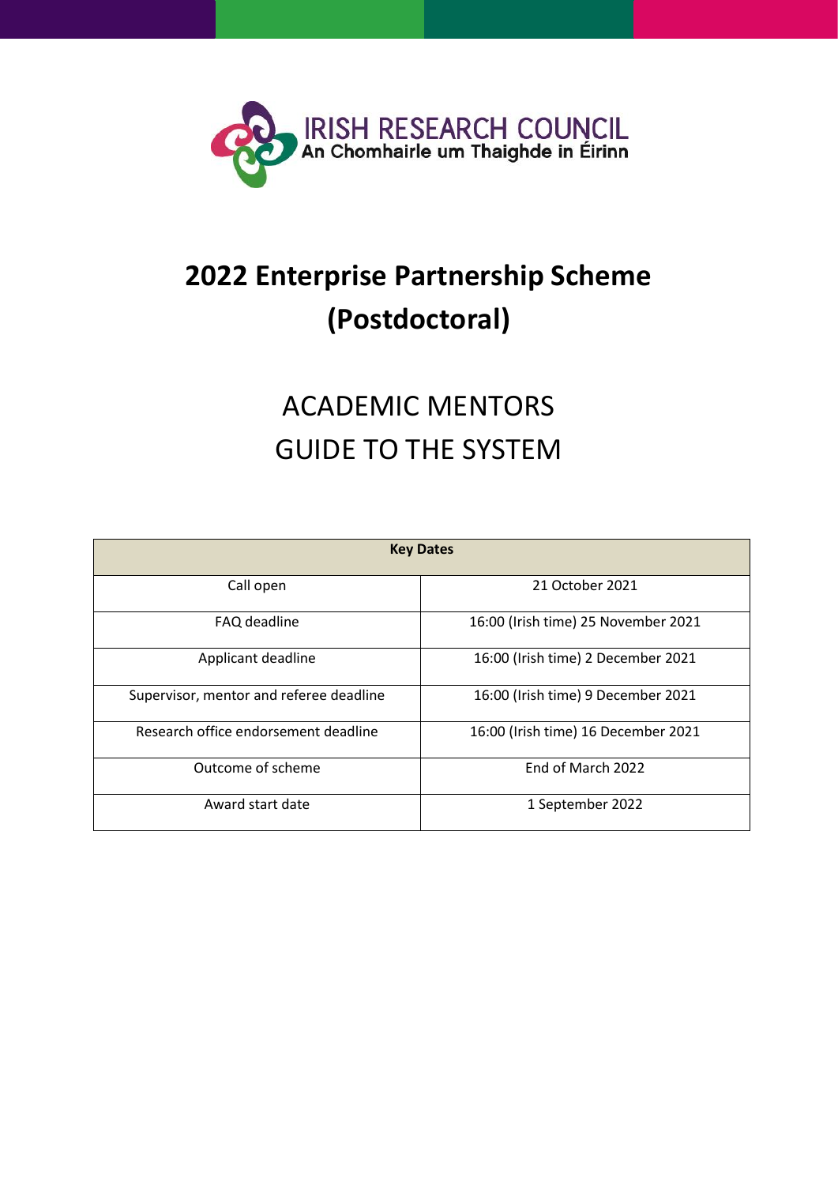IRISH RESEARCH COUNCIL
An Chomhairle um Thaighde in Éirinn

# 2022 Enterprise Partnership Scheme (Postdoctoral)

## ACADEMIC MENTORS GUIDE TO THE SYSTEM

| Key Dates | |
|---|---|
| Call open | 21 October 2021 |
| FAQ deadline | 16:00 (Irish time) 25 November 2021 |
| Applicant deadline | 16:00 (Irish time) 2 December 2021 |
| Supervisor, mentor and referee deadline | 16:00 (Irish time) 9 December 2021 |
| Research office endorsement deadline | 16:00 (Irish time) 16 December 2021 |
| Outcome of scheme | End of March 2022 |
| Award start date | 1 September 2022 |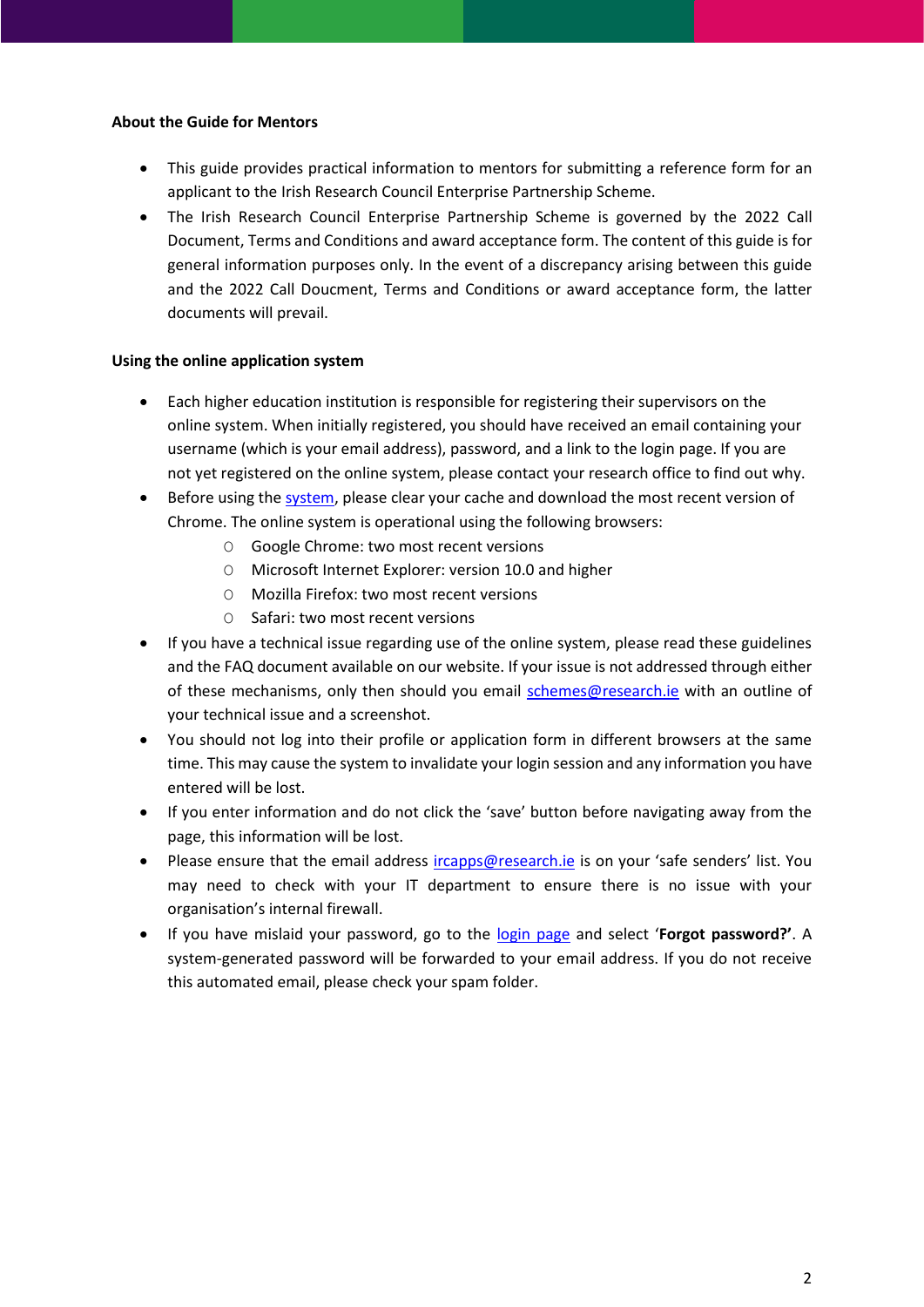**About the Guide for Mentors**

- This guide provides practical information to mentors for submitting a reference form for an applicant to the Irish Research Council Enterprise Partnership Scheme.
- The Irish Research Council Enterprise Partnership Scheme is governed by the 2022 Call Document, Terms and Conditions and award acceptance form. The content of this guide is for general information purposes only. In the event of a discrepancy arising between this guide and the 2022 Call Doucment, Terms and Conditions or award acceptance form, the latter documents will prevail.

**Using the online application system**

- Each higher education institution is responsible for registering their supervisors on the online system. When initially registered, you should have received an email containing your username (which is your email address), password, and a link to the login page. If you are not yet registered on the online system, please contact your research office to find out why.
- Before using the system, please clear your cache and download the most recent version of Chrome. The online system is operational using the following browsers:
    - Google Chrome: two most recent versions
    - Microsoft Internet Explorer: version 10.0 and higher
    - Mozilla Firefox: two most recent versions
    - Safari: two most recent versions
- If you have a technical issue regarding use of the online system, please read these guidelines and the FAQ document available on our website. If your issue is not addressed through either of these mechanisms, only then should you email schemes@research.ie with an outline of your technical issue and a screenshot.
- You should not log into their profile or application form in different browsers at the same time. This may cause the system to invalidate your login session and any information you have entered will be lost.
- If you enter information and do not click the 'save' button before navigating away from the page, this information will be lost.
- Please ensure that the email address ircapps@research.ie is on your 'safe senders' list. You may need to check with your IT department to ensure there is no issue with your organisation's internal firewall.
- If you have mislaid your password, go to the login page and select '**Forgot password?'**. A system-generated password will be forwarded to your email address. If you do not receive this automated email, please check your spam folder.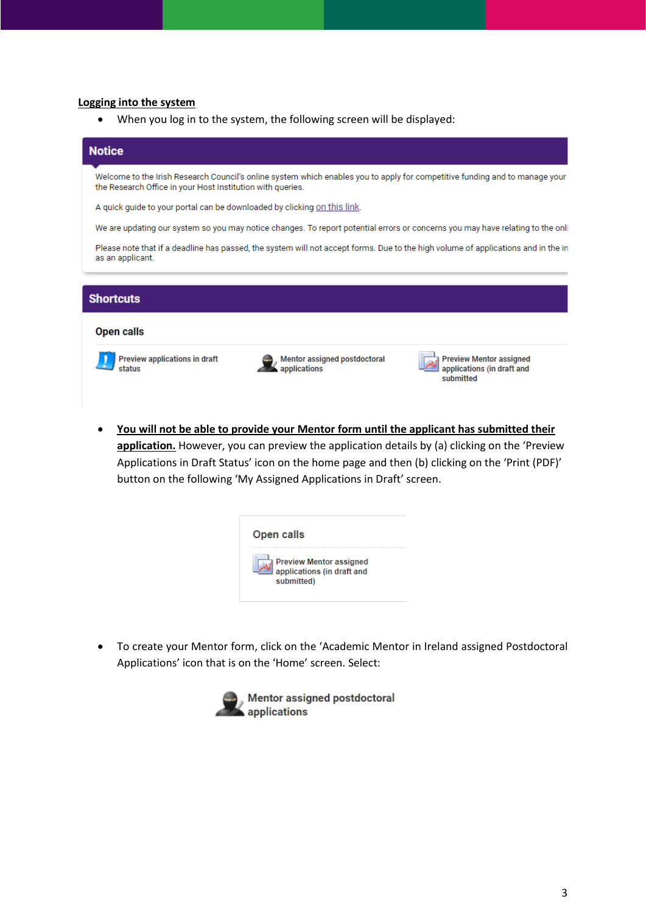**Logging into the system**

- When you log in to the system, the following screen will be displayed:

**Notice**

Welcome to the Irish Research Council's online system which enables you to apply for competitive funding and to manage your the Research Office in your Host Institution with queries.

A quick guide to your portal can be downloaded by clicking on this link.

We are updating our system so you may notice changes. To report potential errors or concerns you may have relating to the onli

Please note that if a deadline has passed, the system will not accept forms. Due to the high volume of applications and in the in as an applicant.

**Shortcuts**

Open calls

Preview applications in draft status | Mentor assigned postdoctoral applications | Preview Mentor assigned applications (in draft and submitted)

- **You will not be able to provide your Mentor form until the applicant has submitted their application.** However, you can preview the application details by (a) clicking on the 'Preview Applications in Draft Status' icon on the home page and then (b) clicking on the 'Print (PDF)' button on the following 'My Assigned Applications in Draft' screen.

Open calls

Preview Mentor assigned applications (in draft and submitted)

- To create your Mentor form, click on the 'Academic Mentor in Ireland assigned Postdoctoral Applications' icon that is on the 'Home' screen. Select:

Mentor assigned postdoctoral applications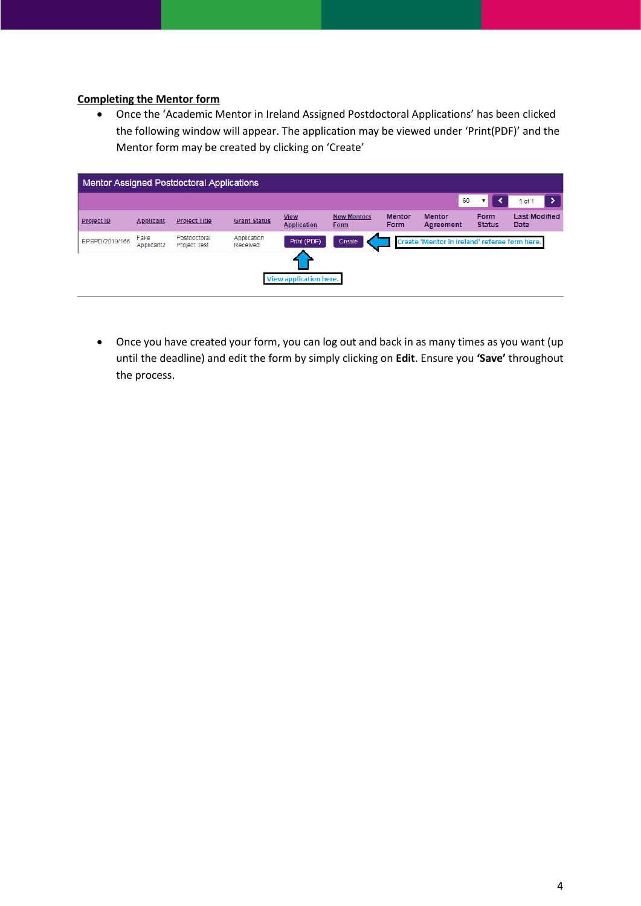**Completing the Mentor form**

- Once the 'Academic Mentor in Ireland Assigned Postdoctoral Applications' has been clicked the following window will appear. The application may be viewed under 'Print(PDF)' and the Mentor form may be created by clicking on 'Create'

Mentor Assigned Postdoctoral Applications

| Project ID | Applicant | Project Title | Grant Status | View Application | New Mentors Form | Mentor Form | Mentor Agreement | Form Status | Last Modified Date |
|---|---|---|---|---|---|---|---|---|---|
| EPSPD/2019/166 | Fake Applicant2 | Postdoctoral Project Test | Application Received | Print (PDF) | Create | | | | |

Create 'Mentor in Ireland' referee form here.

View application here.

- Once you have created your form, you can log out and back in as many times as you want (up until the deadline) and edit the form by simply clicking on **Edit**. Ensure you **'Save'** throughout the process.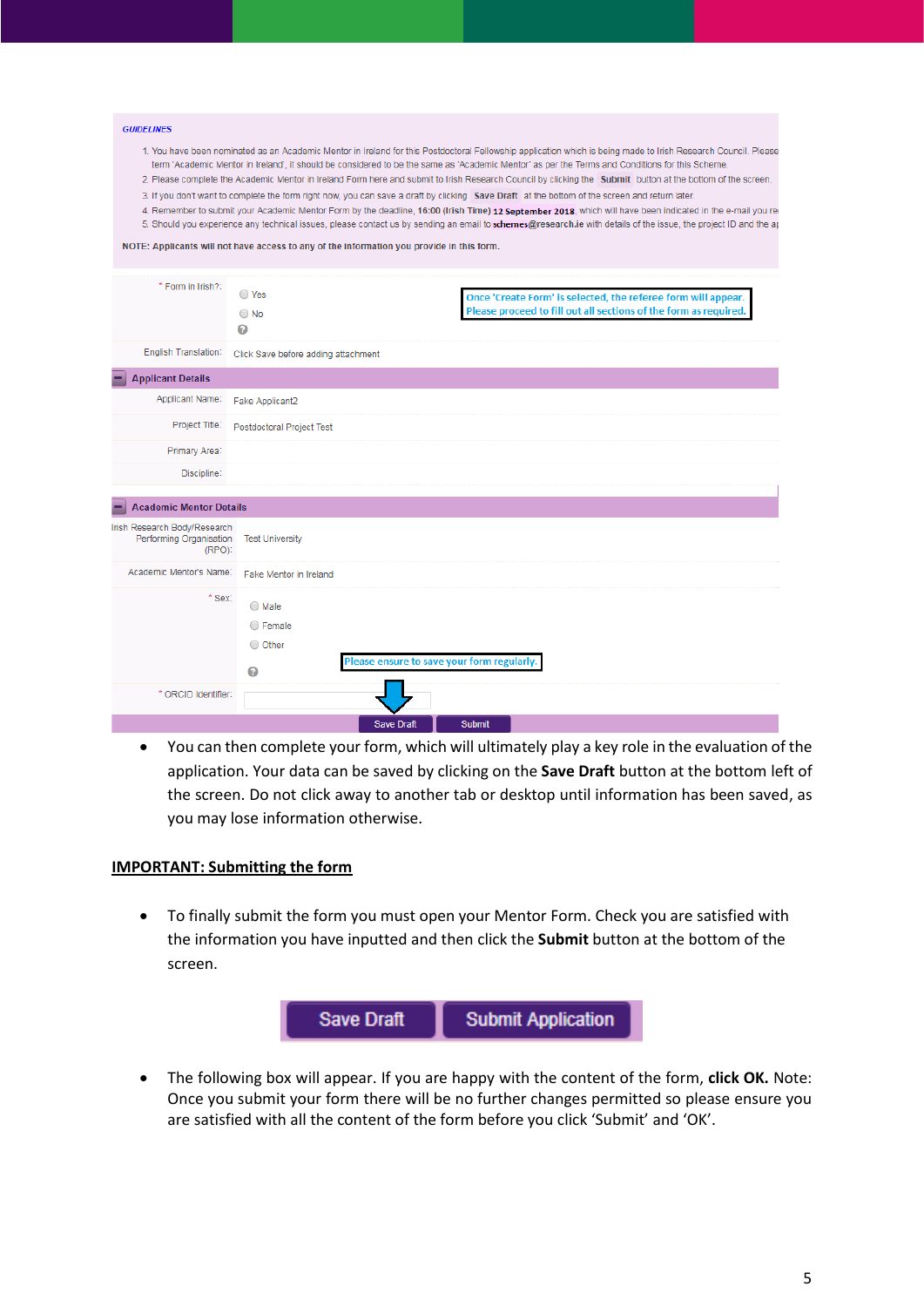GUIDELINES

1. You have been nominated as an Academic Mentor in Ireland for this Postdoctoral Fellowship application which is being made to Irish Research Council. Please term 'Academic Mentor in Ireland', it should be considered to be the same as 'Academic Mentor' as per the Terms and Conditions for this Scheme.
2. Please complete the Academic Mentor in Ireland Form here and submit to Irish Research Council by clicking the Submit button at the bottom of the screen.
3. If you don't want to complete the form right now, you can save a draft by clicking Save Draft at the bottom of the screen and return later.
4. Remember to submit your Academic Mentor Form by the deadline, **16:00 (Irish Time) 12 September 2018**, which will have been indicated in the e-mail you re
5. Should you experience any technical issues, please contact us by sending an email to **schemes@research.ie** with details of the issue, the project ID and the ap

NOTE: Applicants will not have access to any of the information you provide in this form.

| | |
|---|---|
| * Form in Irish?: | Yes / No |
| English Translation: | Click Save before adding attachment |

Once 'Create Form' is selected, the referee form will appear. Please proceed to fill out all sections of the form as required.

**Applicant Details**

| | |
|---|---|
| Applicant Name: | Fake Applicant2 |
| Project Title: | Postdoctoral Project Test |
| Primary Area: | |
| Discipline: | |

**Academic Mentor Details**

| | |
|---|---|
| Irish Research Body/Research Performing Organisation (RPO): | Test University |
| Academic Mentor's Name: | Fake Mentor in Ireland |
| * Sex: | Male / Female / Other |
| * ORCID Identifier: | |

Please ensure to save your form regularly.

Save Draft | Submit

- You can then complete your form, which will ultimately play a key role in the evaluation of the application. Your data can be saved by clicking on the **Save Draft** button at the bottom left of the screen. Do not click away to another tab or desktop until information has been saved, as you may lose information otherwise.

**IMPORTANT: Submitting the form**

- To finally submit the form you must open your Mentor Form. Check you are satisfied with the information you have inputted and then click the **Submit** button at the bottom of the screen.

Save Draft | Submit Application

- The following box will appear. If you are happy with the content of the form, **click OK.** Note: Once you submit your form there will be no further changes permitted so please ensure you are satisfied with all the content of the form before you click 'Submit' and 'OK'.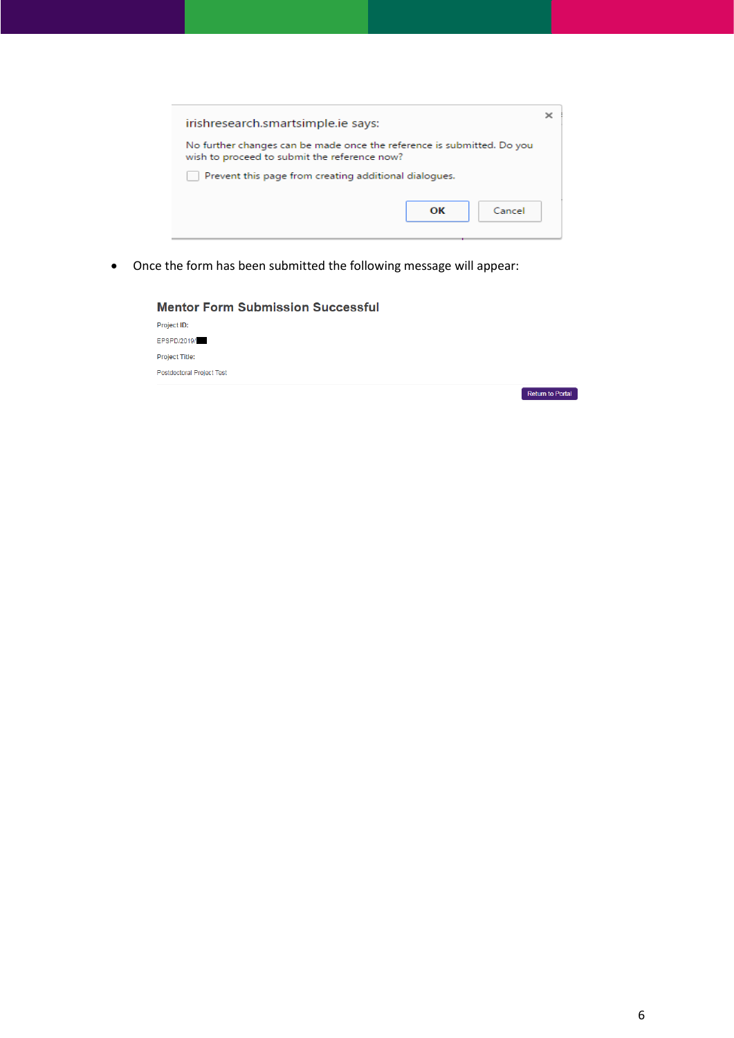irishresearch.smartsimple.ie says:

No further changes can be made once the reference is submitted. Do you wish to proceed to submit the reference now?

☐ Prevent this page from creating additional dialogues.

OK    Cancel

- Once the form has been submitted the following message will appear:

**Mentor Form Submission Successful**

Project ID:

EPSPD/2019/

Project Title:

Postdoctoral Project Test

Return to Portal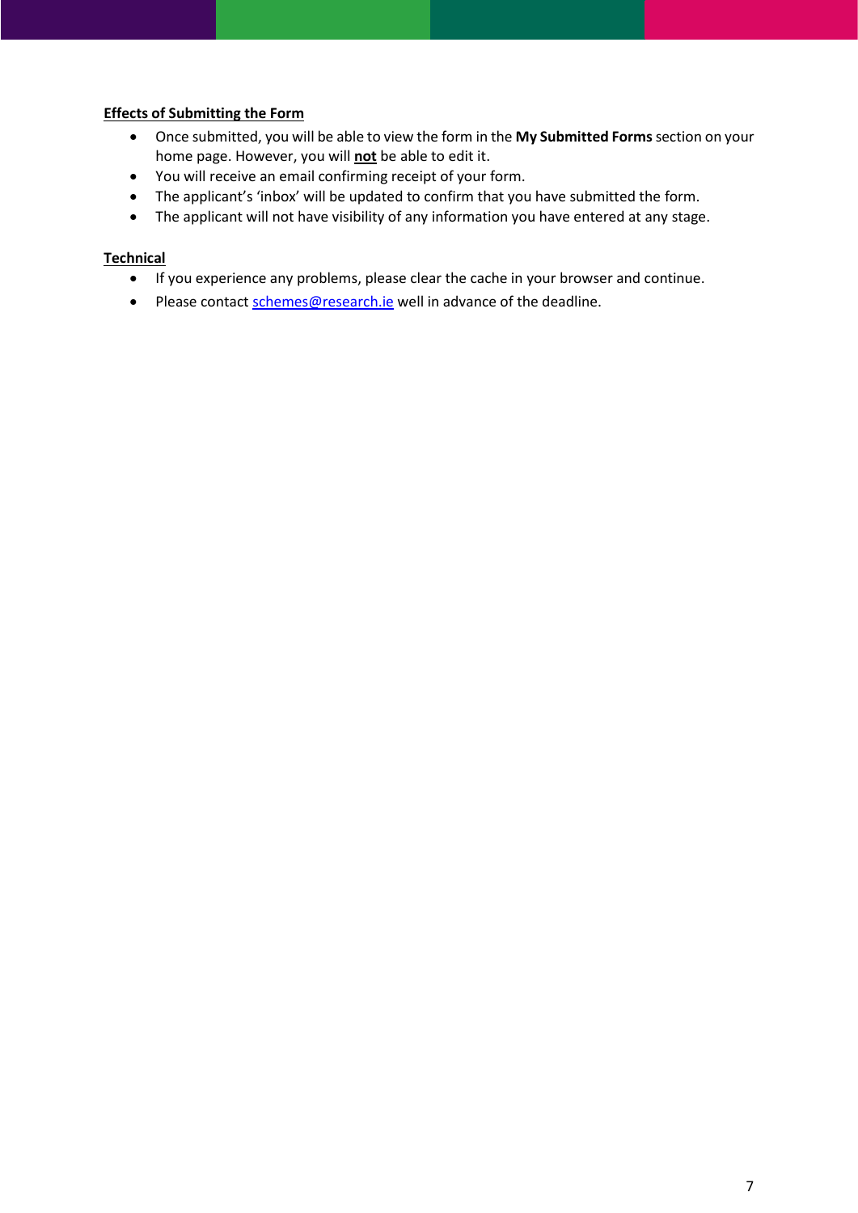**Effects of Submitting the Form**

- Once submitted, you will be able to view the form in the **My Submitted Forms** section on your home page. However, you will **not** be able to edit it.
- You will receive an email confirming receipt of your form.
- The applicant's 'inbox' will be updated to confirm that you have submitted the form.
- The applicant will not have visibility of any information you have entered at any stage.

**Technical**

- If you experience any problems, please clear the cache in your browser and continue.
- Please contact schemes@research.ie well in advance of the deadline.